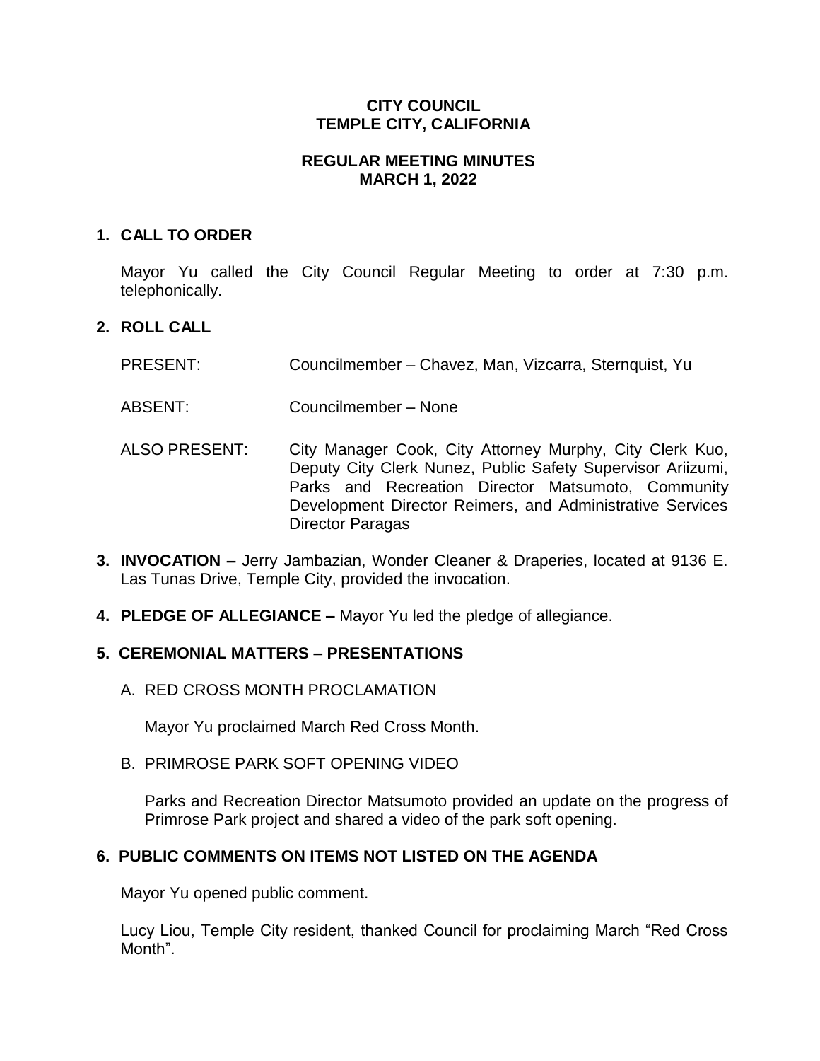# CITY COUNCIL
# TEMPLE CITY, CALIFORNIA

## REGULAR MEETING MINUTES
## MARCH 1, 2022

### 1. CALL TO ORDER

Mayor Yu called the City Council Regular Meeting to order at 7:30 p.m. telephonically.

### 2. ROLL CALL

| | |
|---|---|
| PRESENT: | Councilmember – Chavez, Man, Vizcarra, Sternquist, Yu |
| ABSENT: | Councilmember – None |
| ALSO PRESENT: | City Manager Cook, City Attorney Murphy, City Clerk Kuo, Deputy City Clerk Nunez, Public Safety Supervisor Ariizumi, Parks and Recreation Director Matsumoto, Community Development Director Reimers, and Administrative Services Director Paragas |

### 3. INVOCATION – Jerry Jambazian, Wonder Cleaner & Draperies, located at 9136 E. Las Tunas Drive, Temple City, provided the invocation.

### 4. PLEDGE OF ALLEGIANCE – Mayor Yu led the pledge of allegiance.

### 5. CEREMONIAL MATTERS – PRESENTATIONS

A. RED CROSS MONTH PROCLAMATION

Mayor Yu proclaimed March Red Cross Month.

B. PRIMROSE PARK SOFT OPENING VIDEO

Parks and Recreation Director Matsumoto provided an update on the progress of Primrose Park project and shared a video of the park soft opening.

### 6. PUBLIC COMMENTS ON ITEMS NOT LISTED ON THE AGENDA

Mayor Yu opened public comment.

Lucy Liou, Temple City resident, thanked Council for proclaiming March "Red Cross Month".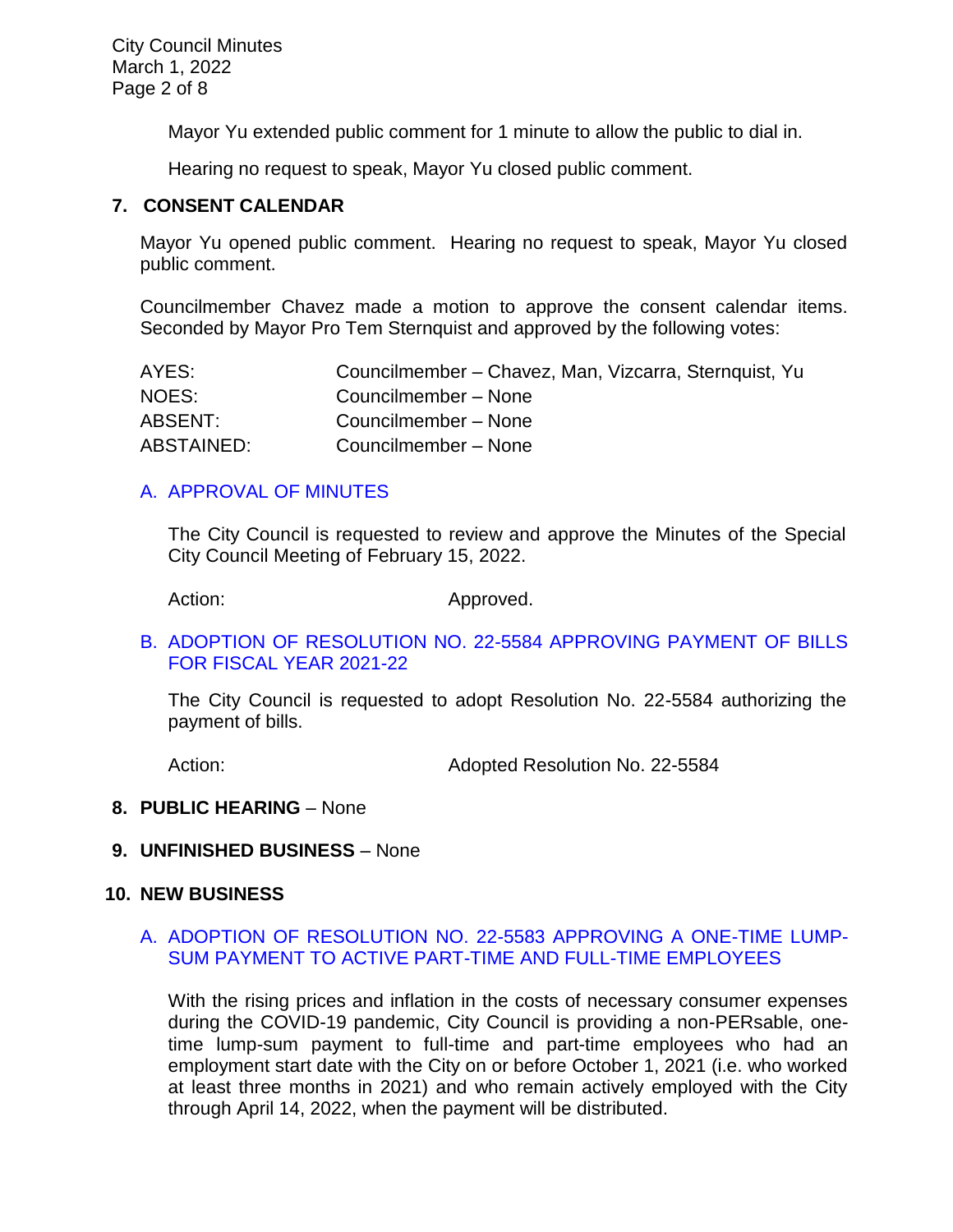Mayor Yu extended public comment for 1 minute to allow the public to dial in.

Hearing no request to speak, Mayor Yu closed public comment.

## 7. CONSENT CALENDAR

Mayor Yu opened public comment. Hearing no request to speak, Mayor Yu closed public comment.

Councilmember Chavez made a motion to approve the consent calendar items. Seconded by Mayor Pro Tem Sternquist and approved by the following votes:

| | |
|---|---|
| AYES: | Councilmember – Chavez, Man, Vizcarra, Sternquist, Yu |
| NOES: | Councilmember – None |
| ABSENT: | Councilmember – None |
| ABSTAINED: | Councilmember – None |

### A. APPROVAL OF MINUTES

The City Council is requested to review and approve the Minutes of the Special City Council Meeting of February 15, 2022.

Action: Approved.

### B. ADOPTION OF RESOLUTION NO. 22-5584 APPROVING PAYMENT OF BILLS FOR FISCAL YEAR 2021-22

The City Council is requested to adopt Resolution No. 22-5584 authorizing the payment of bills.

Action: Adopted Resolution No. 22-5584

## 8. PUBLIC HEARING – None

## 9. UNFINISHED BUSINESS – None

## 10. NEW BUSINESS

### A. ADOPTION OF RESOLUTION NO. 22-5583 APPROVING A ONE-TIME LUMP-SUM PAYMENT TO ACTIVE PART-TIME AND FULL-TIME EMPLOYEES

With the rising prices and inflation in the costs of necessary consumer expenses during the COVID-19 pandemic, City Council is providing a non-PERsable, one-time lump-sum payment to full-time and part-time employees who had an employment start date with the City on or before October 1, 2021 (i.e. who worked at least three months in 2021) and who remain actively employed with the City through April 14, 2022, when the payment will be distributed.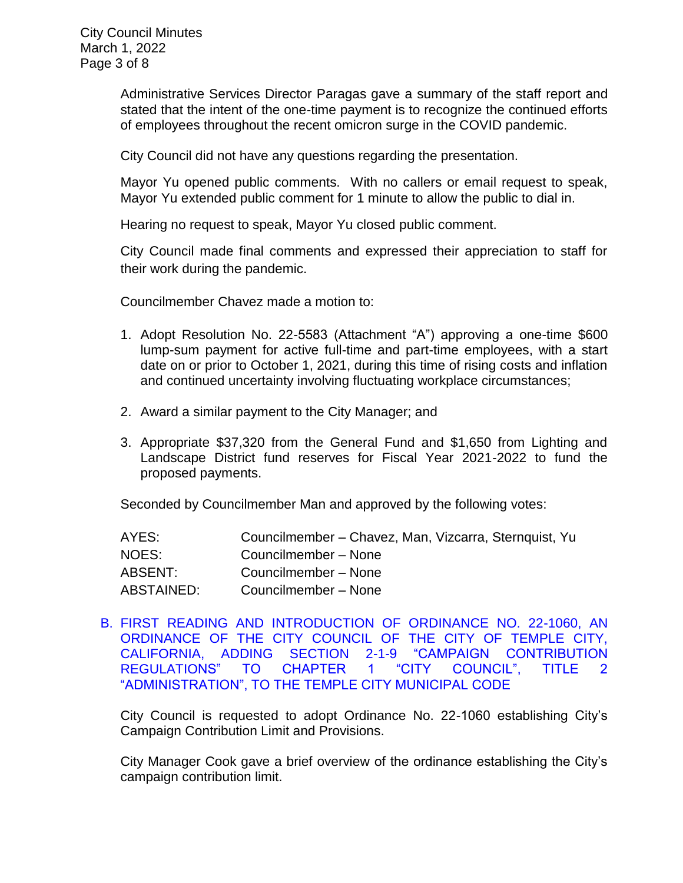Administrative Services Director Paragas gave a summary of the staff report and stated that the intent of the one-time payment is to recognize the continued efforts of employees throughout the recent omicron surge in the COVID pandemic.

City Council did not have any questions regarding the presentation.

Mayor Yu opened public comments. With no callers or email request to speak, Mayor Yu extended public comment for 1 minute to allow the public to dial in.

Hearing no request to speak, Mayor Yu closed public comment.

City Council made final comments and expressed their appreciation to staff for their work during the pandemic.

Councilmember Chavez made a motion to:

1. Adopt Resolution No. 22-5583 (Attachment "A") approving a one-time $600 lump-sum payment for active full-time and part-time employees, with a start date on or prior to October 1, 2021, during this time of rising costs and inflation and continued uncertainty involving fluctuating workplace circumstances;

2. Award a similar payment to the City Manager; and

3. Appropriate $37,320 from the General Fund and $1,650 from Lighting and Landscape District fund reserves for Fiscal Year 2021-2022 to fund the proposed payments.

Seconded by Councilmember Man and approved by the following votes:

| | |
|---|---|
| AYES: | Councilmember – Chavez, Man, Vizcarra, Sternquist, Yu |
| NOES: | Councilmember – None |
| ABSENT: | Councilmember – None |
| ABSTAINED: | Councilmember – None |

B. FIRST READING AND INTRODUCTION OF ORDINANCE NO. 22-1060, AN ORDINANCE OF THE CITY COUNCIL OF THE CITY OF TEMPLE CITY, CALIFORNIA, ADDING SECTION 2-1-9 "CAMPAIGN CONTRIBUTION REGULATIONS" TO CHAPTER 1 "CITY COUNCIL", TITLE 2 "ADMINISTRATION", TO THE TEMPLE CITY MUNICIPAL CODE

City Council is requested to adopt Ordinance No. 22-1060 establishing City's Campaign Contribution Limit and Provisions.

City Manager Cook gave a brief overview of the ordinance establishing the City's campaign contribution limit.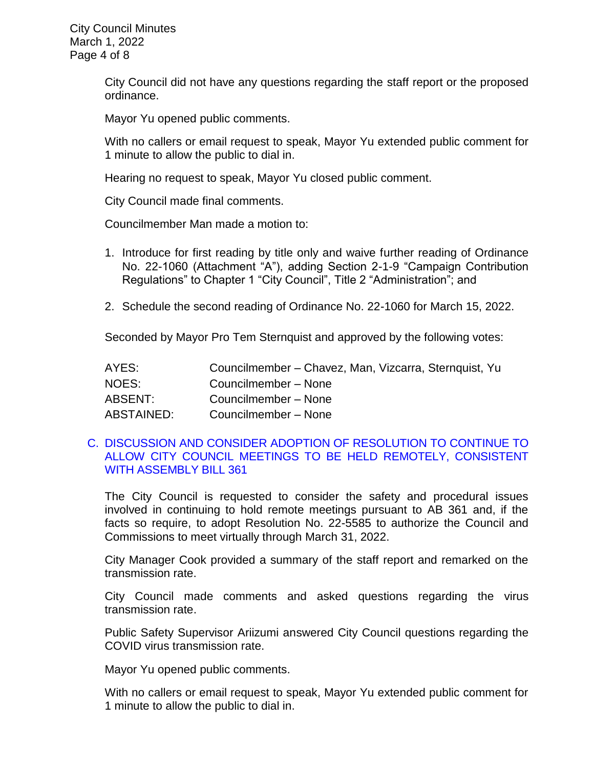City Council did not have any questions regarding the staff report or the proposed ordinance.

Mayor Yu opened public comments.

With no callers or email request to speak, Mayor Yu extended public comment for 1 minute to allow the public to dial in.

Hearing no request to speak, Mayor Yu closed public comment.

City Council made final comments.

Councilmember Man made a motion to:

1. Introduce for first reading by title only and waive further reading of Ordinance No. 22-1060 (Attachment "A"), adding Section 2-1-9 "Campaign Contribution Regulations" to Chapter 1 "City Council", Title 2 "Administration"; and

2. Schedule the second reading of Ordinance No. 22-1060 for March 15, 2022.

Seconded by Mayor Pro Tem Sternquist and approved by the following votes:

| | |
|---|---|
| AYES: | Councilmember – Chavez, Man, Vizcarra, Sternquist, Yu |
| NOES: | Councilmember – None |
| ABSENT: | Councilmember – None |
| ABSTAINED: | Councilmember – None |

### C. DISCUSSION AND CONSIDER ADOPTION OF RESOLUTION TO CONTINUE TO ALLOW CITY COUNCIL MEETINGS TO BE HELD REMOTELY, CONSISTENT WITH ASSEMBLY BILL 361

The City Council is requested to consider the safety and procedural issues involved in continuing to hold remote meetings pursuant to AB 361 and, if the facts so require, to adopt Resolution No. 22-5585 to authorize the Council and Commissions to meet virtually through March 31, 2022.

City Manager Cook provided a summary of the staff report and remarked on the transmission rate.

City Council made comments and asked questions regarding the virus transmission rate.

Public Safety Supervisor Ariizumi answered City Council questions regarding the COVID virus transmission rate.

Mayor Yu opened public comments.

With no callers or email request to speak, Mayor Yu extended public comment for 1 minute to allow the public to dial in.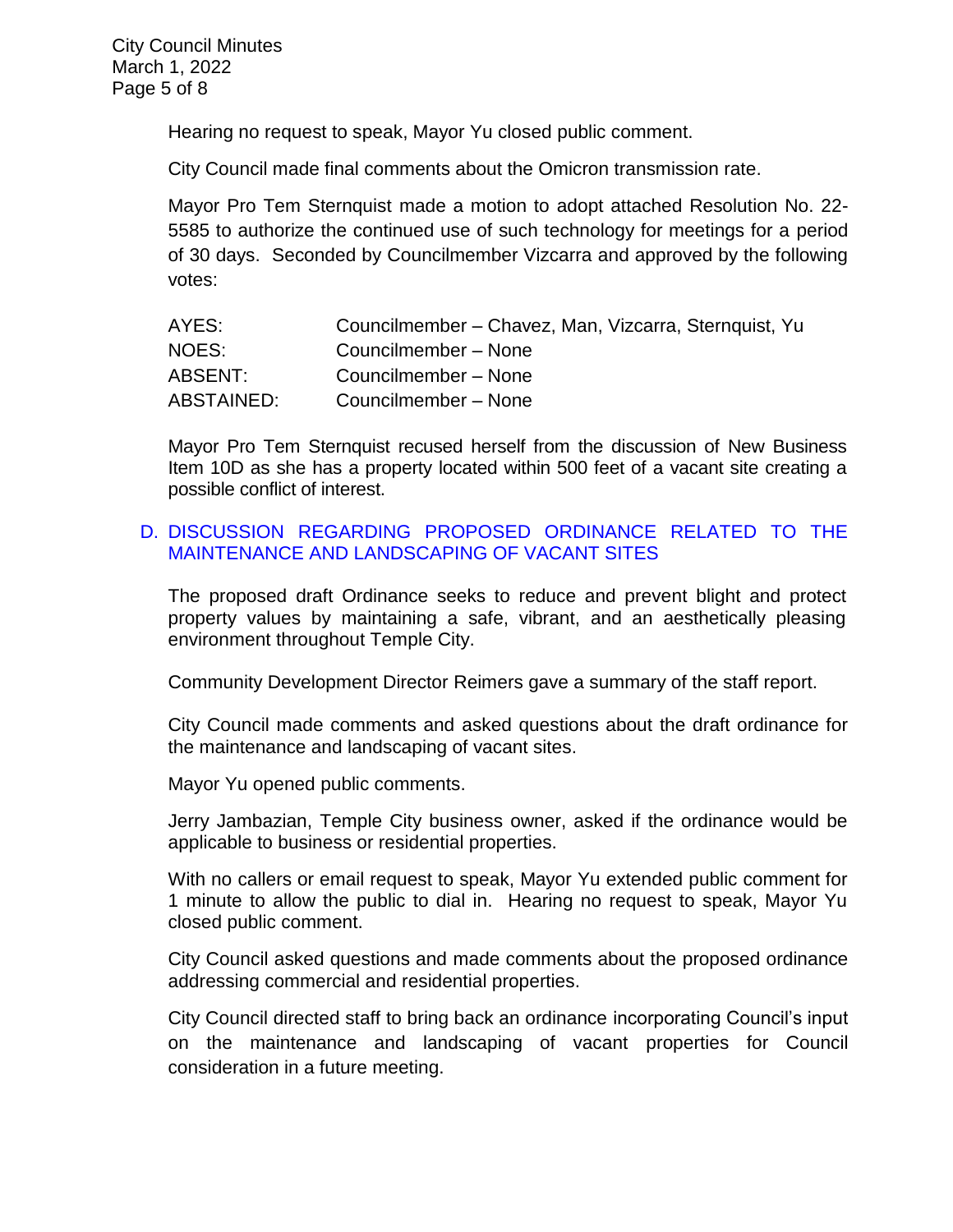Hearing no request to speak, Mayor Yu closed public comment.

City Council made final comments about the Omicron transmission rate.

Mayor Pro Tem Sternquist made a motion to adopt attached Resolution No. 22-5585 to authorize the continued use of such technology for meetings for a period of 30 days. Seconded by Councilmember Vizcarra and approved by the following votes:

| | |
|---|---|
| AYES: | Councilmember – Chavez, Man, Vizcarra, Sternquist, Yu |
| NOES: | Councilmember – None |
| ABSENT: | Councilmember – None |
| ABSTAINED: | Councilmember – None |

Mayor Pro Tem Sternquist recused herself from the discussion of New Business Item 10D as she has a property located within 500 feet of a vacant site creating a possible conflict of interest.

## D. DISCUSSION REGARDING PROPOSED ORDINANCE RELATED TO THE MAINTENANCE AND LANDSCAPING OF VACANT SITES

The proposed draft Ordinance seeks to reduce and prevent blight and protect property values by maintaining a safe, vibrant, and an aesthetically pleasing environment throughout Temple City.

Community Development Director Reimers gave a summary of the staff report.

City Council made comments and asked questions about the draft ordinance for the maintenance and landscaping of vacant sites.

Mayor Yu opened public comments.

Jerry Jambazian, Temple City business owner, asked if the ordinance would be applicable to business or residential properties.

With no callers or email request to speak, Mayor Yu extended public comment for 1 minute to allow the public to dial in. Hearing no request to speak, Mayor Yu closed public comment.

City Council asked questions and made comments about the proposed ordinance addressing commercial and residential properties.

City Council directed staff to bring back an ordinance incorporating Council's input on the maintenance and landscaping of vacant properties for Council consideration in a future meeting.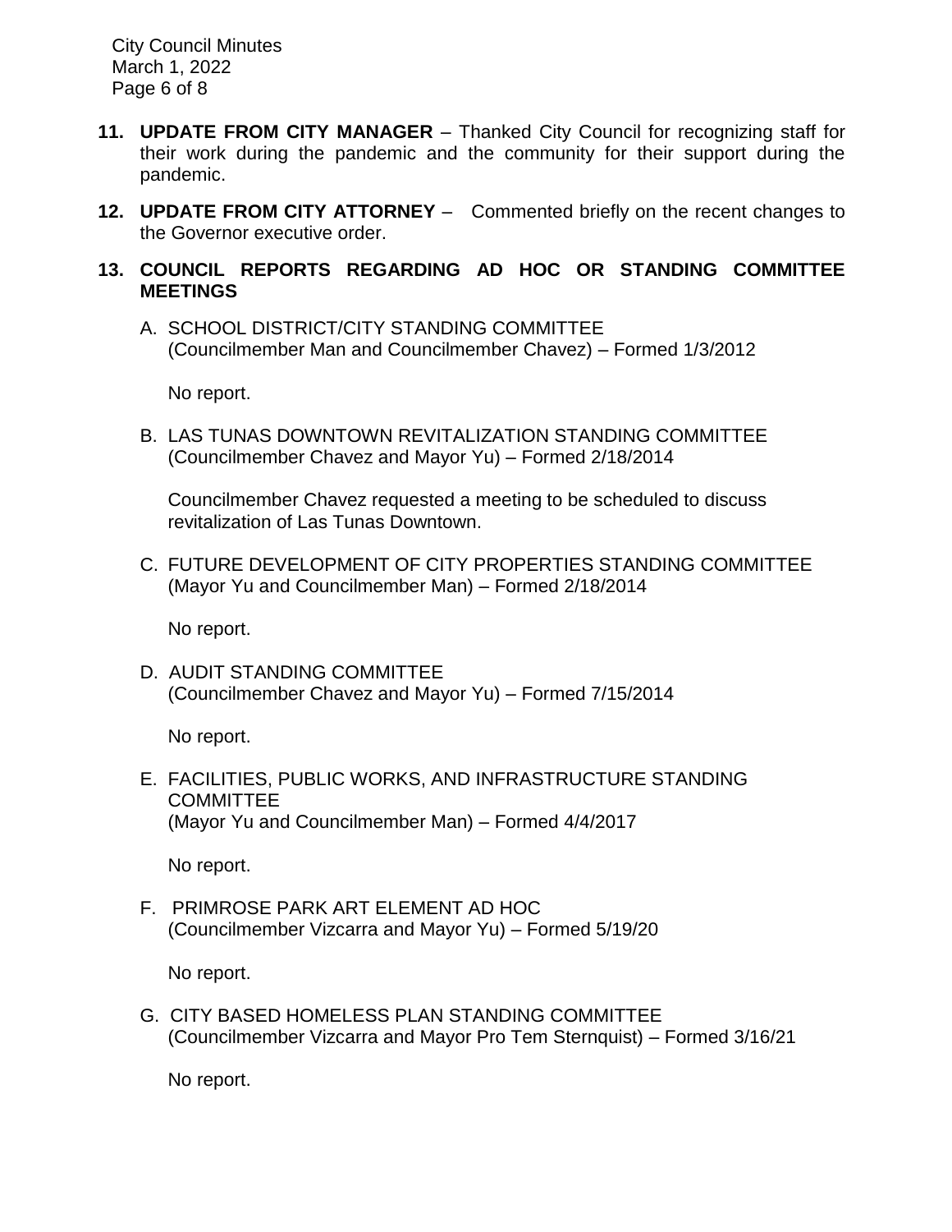**11. UPDATE FROM CITY MANAGER** – Thanked City Council for recognizing staff for their work during the pandemic and the community for their support during the pandemic.

**12. UPDATE FROM CITY ATTORNEY** – Commented briefly on the recent changes to the Governor executive order.

**13. COUNCIL REPORTS REGARDING AD HOC OR STANDING COMMITTEE MEETINGS**

A. SCHOOL DISTRICT/CITY STANDING COMMITTEE
(Councilmember Man and Councilmember Chavez) – Formed 1/3/2012

No report.

B. LAS TUNAS DOWNTOWN REVITALIZATION STANDING COMMITTEE
(Councilmember Chavez and Mayor Yu) – Formed 2/18/2014

Councilmember Chavez requested a meeting to be scheduled to discuss revitalization of Las Tunas Downtown.

C. FUTURE DEVELOPMENT OF CITY PROPERTIES STANDING COMMITTEE
(Mayor Yu and Councilmember Man) – Formed 2/18/2014

No report.

D. AUDIT STANDING COMMITTEE
(Councilmember Chavez and Mayor Yu) – Formed 7/15/2014

No report.

E. FACILITIES, PUBLIC WORKS, AND INFRASTRUCTURE STANDING COMMITTEE
(Mayor Yu and Councilmember Man) – Formed 4/4/2017

No report.

F. PRIMROSE PARK ART ELEMENT AD HOC
(Councilmember Vizcarra and Mayor Yu) – Formed 5/19/20

No report.

G. CITY BASED HOMELESS PLAN STANDING COMMITTEE
(Councilmember Vizcarra and Mayor Pro Tem Sternquist) – Formed 3/16/21

No report.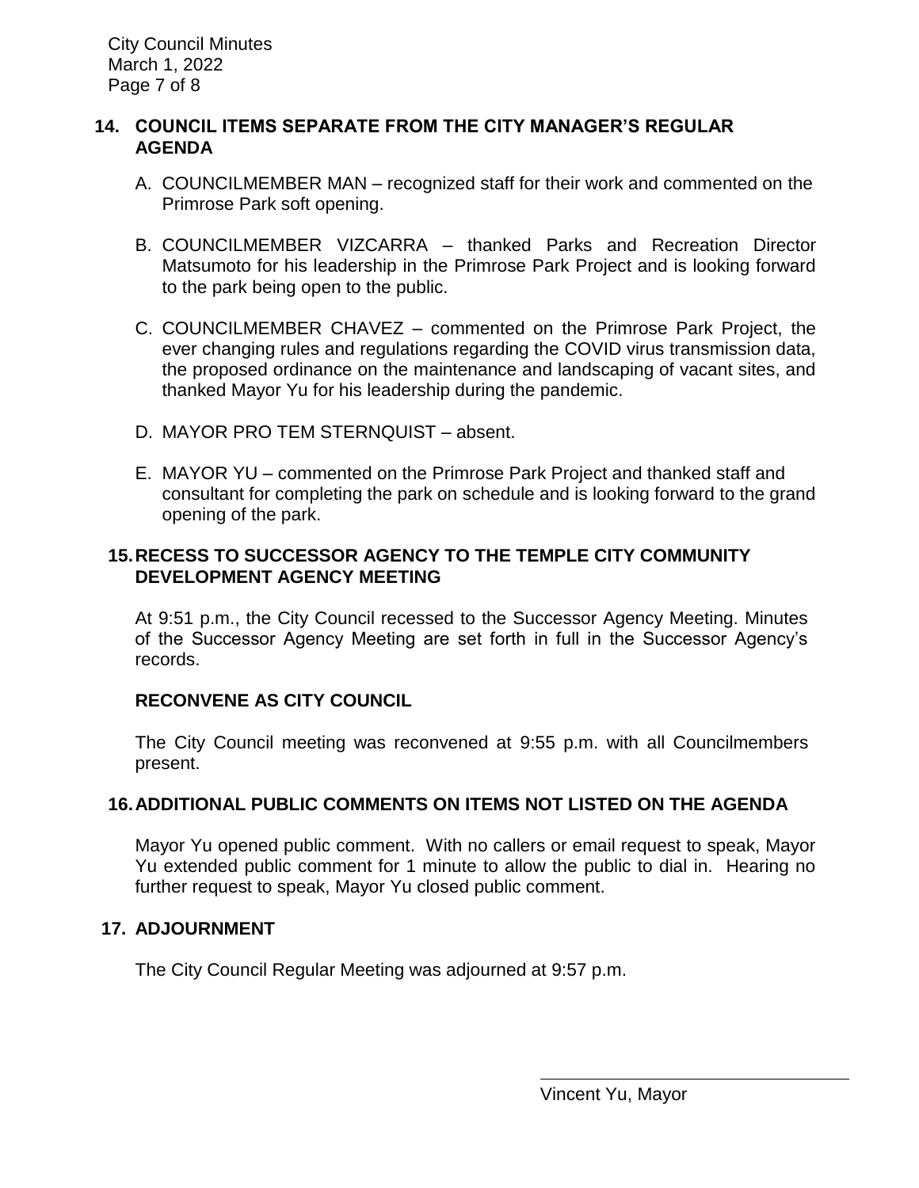## 14. COUNCIL ITEMS SEPARATE FROM THE CITY MANAGER'S REGULAR AGENDA

A. COUNCILMEMBER MAN – recognized staff for their work and commented on the Primrose Park soft opening.

B. COUNCILMEMBER VIZCARRA – thanked Parks and Recreation Director Matsumoto for his leadership in the Primrose Park Project and is looking forward to the park being open to the public.

C. COUNCILMEMBER CHAVEZ – commented on the Primrose Park Project, the ever changing rules and regulations regarding the COVID virus transmission data, the proposed ordinance on the maintenance and landscaping of vacant sites, and thanked Mayor Yu for his leadership during the pandemic.

D. MAYOR PRO TEM STERNQUIST – absent.

E. MAYOR YU – commented on the Primrose Park Project and thanked staff and consultant for completing the park on schedule and is looking forward to the grand opening of the park.

## 15. RECESS TO SUCCESSOR AGENCY TO THE TEMPLE CITY COMMUNITY DEVELOPMENT AGENCY MEETING

At 9:51 p.m., the City Council recessed to the Successor Agency Meeting. Minutes of the Successor Agency Meeting are set forth in full in the Successor Agency's records.

### RECONVENE AS CITY COUNCIL

The City Council meeting was reconvened at 9:55 p.m. with all Councilmembers present.

## 16. ADDITIONAL PUBLIC COMMENTS ON ITEMS NOT LISTED ON THE AGENDA

Mayor Yu opened public comment. With no callers or email request to speak, Mayor Yu extended public comment for 1 minute to allow the public to dial in. Hearing no further request to speak, Mayor Yu closed public comment.

## 17. ADJOURNMENT

The City Council Regular Meeting was adjourned at 9:57 p.m.

\_\_\_\_\_\_\_\_\_\_\_\_\_\_\_\_\_\_\_\_\_\_\_\_\_\_\_\_\_\_\_\_\_\_\_\_

Vincent Yu, Mayor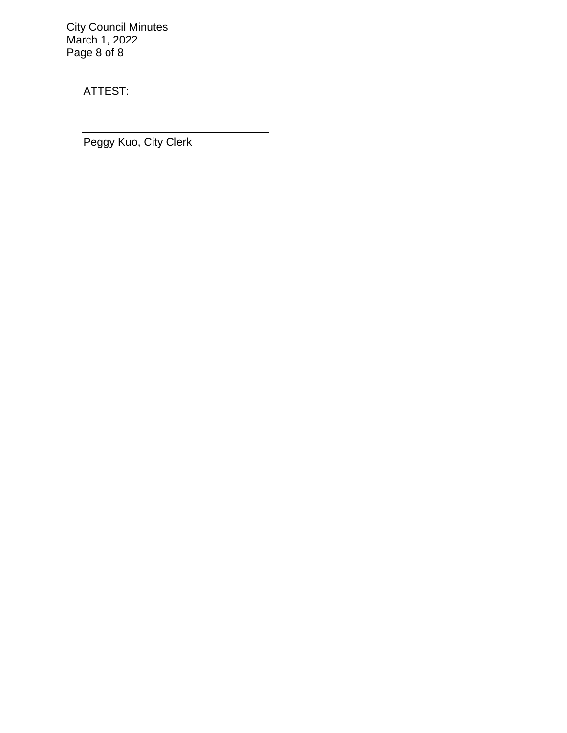ATTEST:

\_\_\_\_\_\_\_\_\_\_\_\_\_\_\_\_\_\_\_\_\_\_\_\_\_\_\_\_\_\_\_\_\_\_

Peggy Kuo, City Clerk